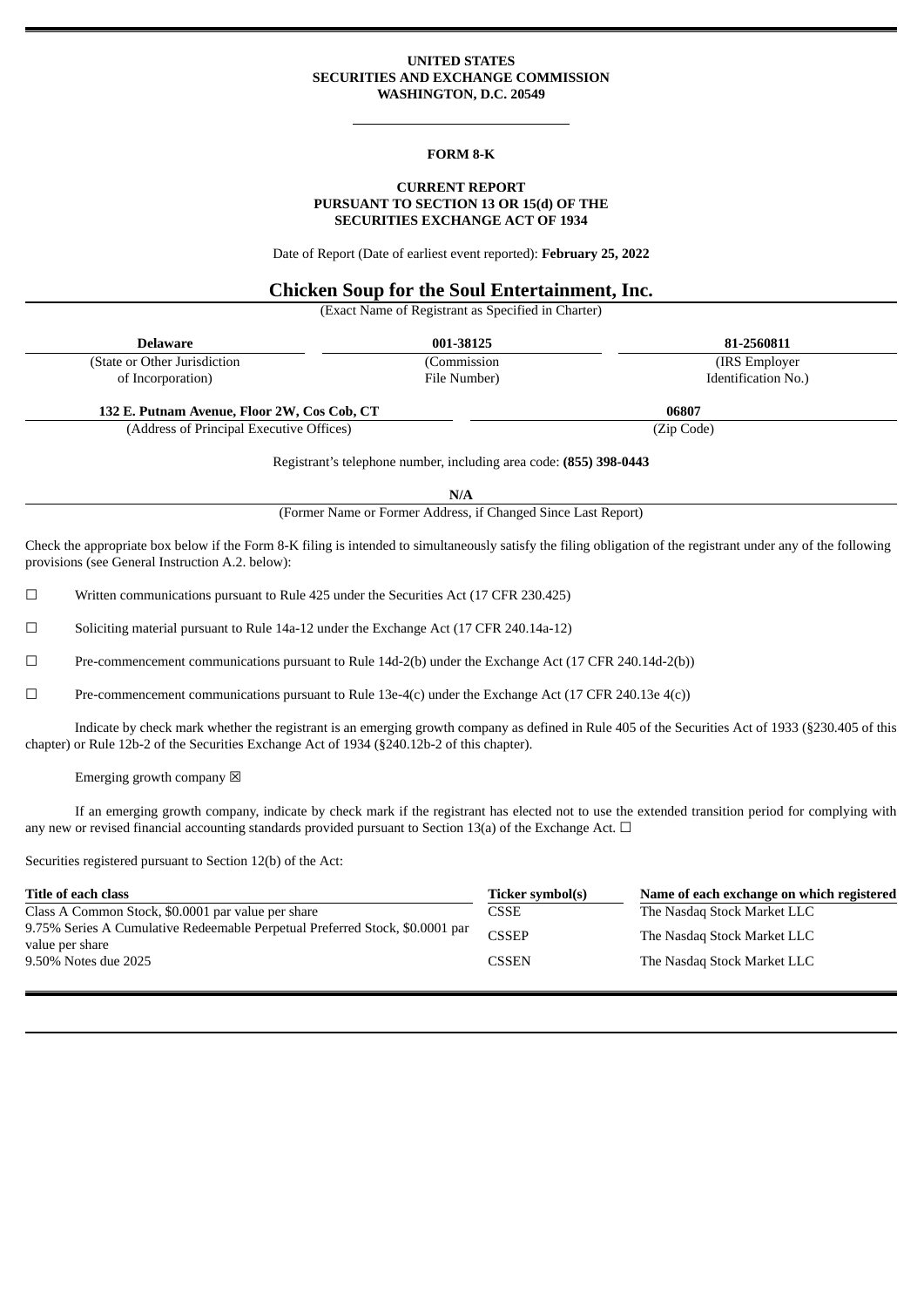**UNITED STATES**
**SECURITIES AND EXCHANGE COMMISSION**
**WASHINGTON, D.C. 20549**

---

**FORM 8-K**

**CURRENT REPORT**
**PURSUANT TO SECTION 13 OR 15(d) OF THE**
**SECURITIES EXCHANGE ACT OF 1934**

Date of Report (Date of earliest event reported): **February 25, 2022**

# Chicken Soup for the Soul Entertainment, Inc.

(Exact Name of Registrant as Specified in Charter)

| **Delaware** | **001-38125** | **81-2560811** |
|---|---|---|
| (State or Other Jurisdiction of Incorporation) | (Commission File Number) | (IRS Employer Identification No.) |

| **132 E. Putnam Avenue, Floor 2W, Cos Cob, CT** | **06807** |
|---|---|
| (Address of Principal Executive Offices) | (Zip Code) |

Registrant's telephone number, including area code: **(855) 398-0443**

**N/A**
(Former Name or Former Address, if Changed Since Last Report)

Check the appropriate box below if the Form 8-K filing is intended to simultaneously satisfy the filing obligation of the registrant under any of the following provisions (see General Instruction A.2. below):

☐ Written communications pursuant to Rule 425 under the Securities Act (17 CFR 230.425)

☐ Soliciting material pursuant to Rule 14a-12 under the Exchange Act (17 CFR 240.14a-12)

☐ Pre-commencement communications pursuant to Rule 14d-2(b) under the Exchange Act (17 CFR 240.14d-2(b))

☐ Pre-commencement communications pursuant to Rule 13e-4(c) under the Exchange Act (17 CFR 240.13e 4(c))

Indicate by check mark whether the registrant is an emerging growth company as defined in Rule 405 of the Securities Act of 1933 (§230.405 of this chapter) or Rule 12b-2 of the Securities Exchange Act of 1934 (§240.12b-2 of this chapter).

Emerging growth company ☒

If an emerging growth company, indicate by check mark if the registrant has elected not to use the extended transition period for complying with any new or revised financial accounting standards provided pursuant to Section 13(a) of the Exchange Act. ☐

Securities registered pursuant to Section 12(b) of the Act:

| Title of each class | Ticker symbol(s) | Name of each exchange on which registered |
|---|---|---|
| Class A Common Stock, $0.0001 par value per share | CSSE | The Nasdaq Stock Market LLC |
| 9.75% Series A Cumulative Redeemable Perpetual Preferred Stock, $0.0001 par value per share | CSSEP | The Nasdaq Stock Market LLC |
| 9.50% Notes due 2025 | CSSEN | The Nasdaq Stock Market LLC |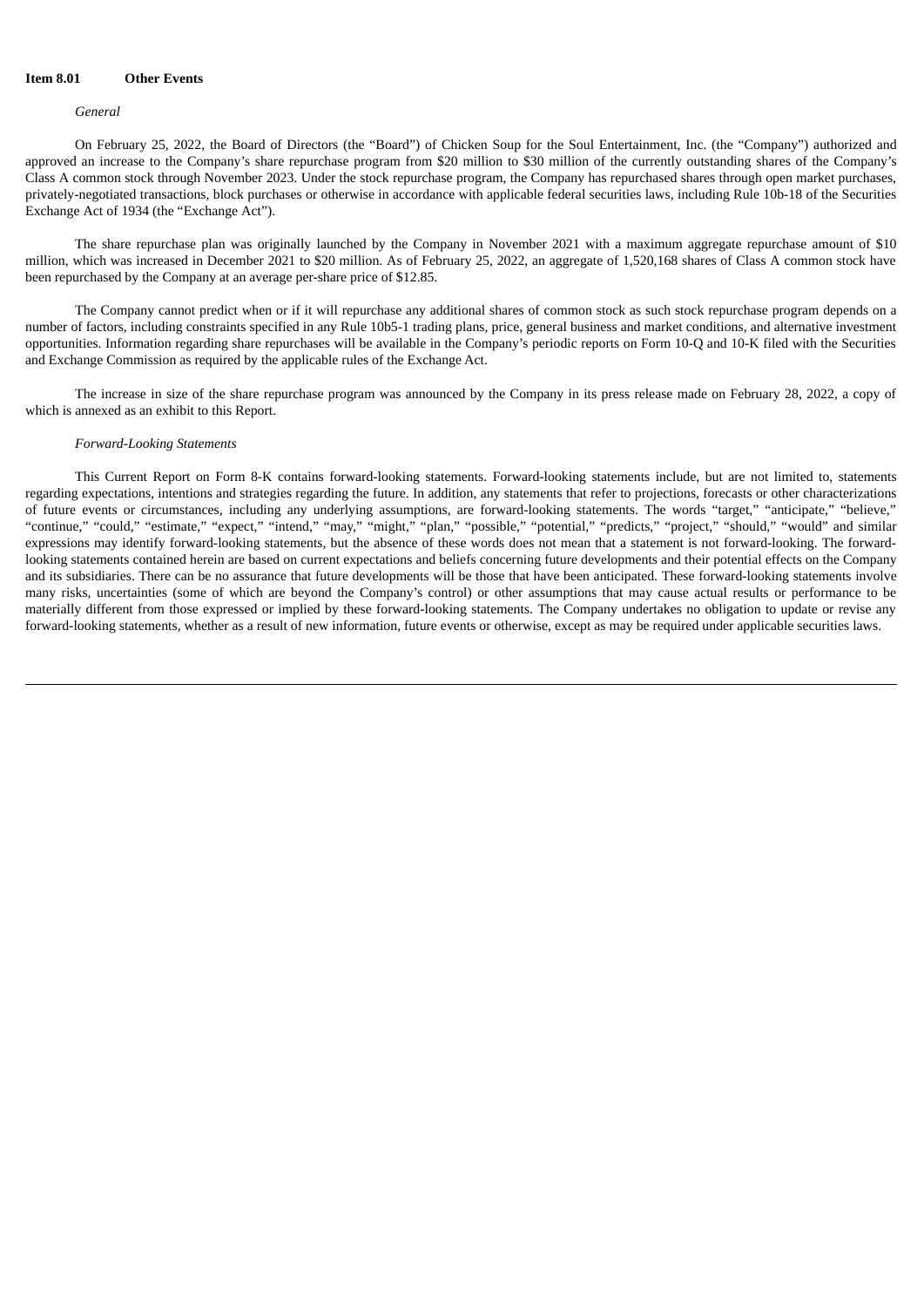**Item 8.01 Other Events**

*General*

On February 25, 2022, the Board of Directors (the "Board") of Chicken Soup for the Soul Entertainment, Inc. (the "Company") authorized and approved an increase to the Company's share repurchase program from $20 million to $30 million of the currently outstanding shares of the Company's Class A common stock through November 2023. Under the stock repurchase program, the Company has repurchased shares through open market purchases, privately-negotiated transactions, block purchases or otherwise in accordance with applicable federal securities laws, including Rule 10b-18 of the Securities Exchange Act of 1934 (the "Exchange Act").

The share repurchase plan was originally launched by the Company in November 2021 with a maximum aggregate repurchase amount of $10 million, which was increased in December 2021 to $20 million. As of February 25, 2022, an aggregate of 1,520,168 shares of Class A common stock have been repurchased by the Company at an average per-share price of $12.85.

The Company cannot predict when or if it will repurchase any additional shares of common stock as such stock repurchase program depends on a number of factors, including constraints specified in any Rule 10b5-1 trading plans, price, general business and market conditions, and alternative investment opportunities. Information regarding share repurchases will be available in the Company's periodic reports on Form 10-Q and 10-K filed with the Securities and Exchange Commission as required by the applicable rules of the Exchange Act.

The increase in size of the share repurchase program was announced by the Company in its press release made on February 28, 2022, a copy of which is annexed as an exhibit to this Report.

*Forward-Looking Statements*

This Current Report on Form 8-K contains forward-looking statements. Forward-looking statements include, but are not limited to, statements regarding expectations, intentions and strategies regarding the future. In addition, any statements that refer to projections, forecasts or other characterizations of future events or circumstances, including any underlying assumptions, are forward-looking statements. The words "target," "anticipate," "believe," "continue," "could," "estimate," "expect," "intend," "may," "might," "plan," "possible," "potential," "predicts," "project," "should," "would" and similar expressions may identify forward-looking statements, but the absence of these words does not mean that a statement is not forward-looking. The forward-looking statements contained herein are based on current expectations and beliefs concerning future developments and their potential effects on the Company and its subsidiaries. There can be no assurance that future developments will be those that have been anticipated. These forward-looking statements involve many risks, uncertainties (some of which are beyond the Company's control) or other assumptions that may cause actual results or performance to be materially different from those expressed or implied by these forward-looking statements. The Company undertakes no obligation to update or revise any forward-looking statements, whether as a result of new information, future events or otherwise, except as may be required under applicable securities laws.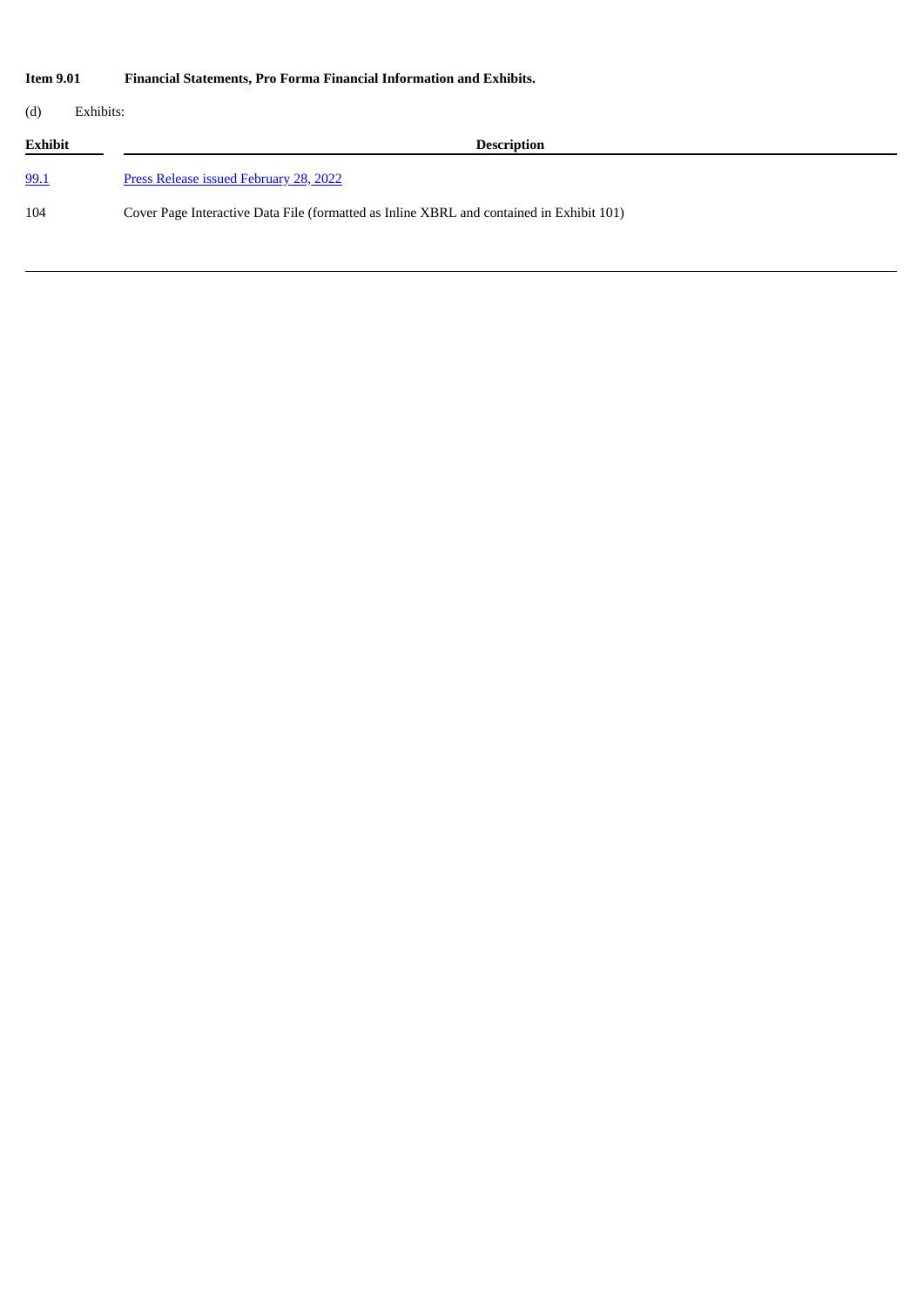**Item 9.01 Financial Statements, Pro Forma Financial Information and Exhibits.**

(d) Exhibits:

| Exhibit | Description |
| --- | --- |
| 99.1 | Press Release issued February 28, 2022 |
| 104 | Cover Page Interactive Data File (formatted as Inline XBRL and contained in Exhibit 101) |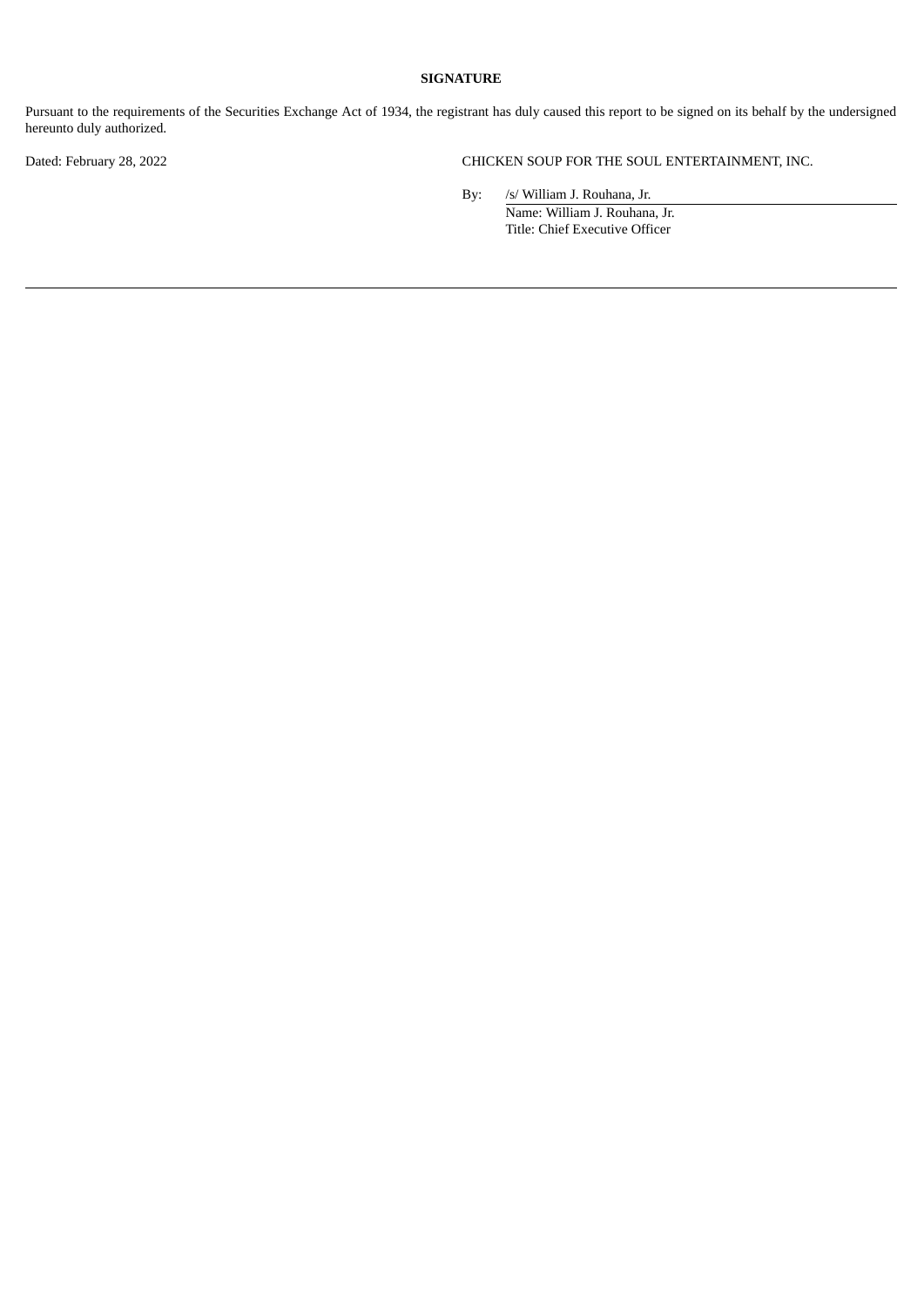**SIGNATURE**

Pursuant to the requirements of the Securities Exchange Act of 1934, the registrant has duly caused this report to be signed on its behalf by the undersigned hereunto duly authorized.

Dated: February 28, 2022

CHICKEN SOUP FOR THE SOUL ENTERTAINMENT, INC.

By: /s/ William J. Rouhana, Jr.
Name: William J. Rouhana, Jr.
Title: Chief Executive Officer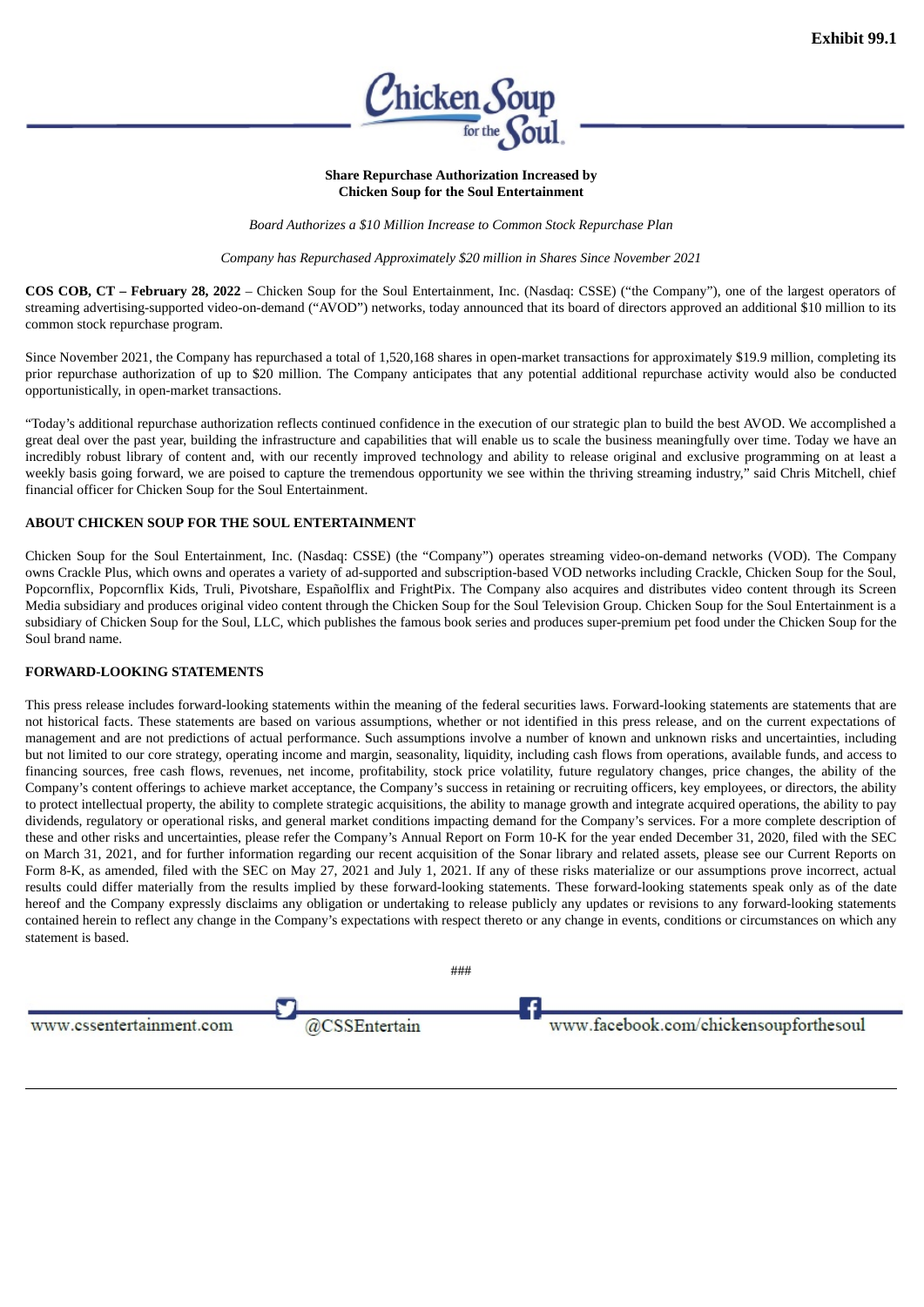**Exhibit 99.1**

**Share Repurchase Authorization Increased by**
**Chicken Soup for the Soul Entertainment**

*Board Authorizes a $10 Million Increase to Common Stock Repurchase Plan*

*Company has Repurchased Approximately $20 million in Shares Since November 2021*

**COS COB, CT – February 28, 2022** – Chicken Soup for the Soul Entertainment, Inc. (Nasdaq: CSSE) ("the Company"), one of the largest operators of streaming advertising-supported video-on-demand ("AVOD") networks, today announced that its board of directors approved an additional $10 million to its common stock repurchase program.

Since November 2021, the Company has repurchased a total of 1,520,168 shares in open-market transactions for approximately $19.9 million, completing its prior repurchase authorization of up to $20 million. The Company anticipates that any potential additional repurchase activity would also be conducted opportunistically, in open-market transactions.

"Today's additional repurchase authorization reflects continued confidence in the execution of our strategic plan to build the best AVOD. We accomplished a great deal over the past year, building the infrastructure and capabilities that will enable us to scale the business meaningfully over time. Today we have an incredibly robust library of content and, with our recently improved technology and ability to release original and exclusive programming on at least a weekly basis going forward, we are poised to capture the tremendous opportunity we see within the thriving streaming industry," said Chris Mitchell, chief financial officer for Chicken Soup for the Soul Entertainment.

**ABOUT CHICKEN SOUP FOR THE SOUL ENTERTAINMENT**

Chicken Soup for the Soul Entertainment, Inc. (Nasdaq: CSSE) (the "Company") operates streaming video-on-demand networks (VOD). The Company owns Crackle Plus, which owns and operates a variety of ad-supported and subscription-based VOD networks including Crackle, Chicken Soup for the Soul, Popcornflix, Popcornflix Kids, Truli, Pivotshare, Españolflix and FrightPix. The Company also acquires and distributes video content through its Screen Media subsidiary and produces original video content through the Chicken Soup for the Soul Television Group. Chicken Soup for the Soul Entertainment is a subsidiary of Chicken Soup for the Soul, LLC, which publishes the famous book series and produces super-premium pet food under the Chicken Soup for the Soul brand name.

**FORWARD-LOOKING STATEMENTS**

This press release includes forward-looking statements within the meaning of the federal securities laws. Forward-looking statements are statements that are not historical facts. These statements are based on various assumptions, whether or not identified in this press release, and on the current expectations of management and are not predictions of actual performance. Such assumptions involve a number of known and unknown risks and uncertainties, including but not limited to our core strategy, operating income and margin, seasonality, liquidity, including cash flows from operations, available funds, and access to financing sources, free cash flows, revenues, net income, profitability, stock price volatility, future regulatory changes, price changes, the ability of the Company's content offerings to achieve market acceptance, the Company's success in retaining or recruiting officers, key employees, or directors, the ability to protect intellectual property, the ability to complete strategic acquisitions, the ability to manage growth and integrate acquired operations, the ability to pay dividends, regulatory or operational risks, and general market conditions impacting demand for the Company's services. For a more complete description of these and other risks and uncertainties, please refer the Company's Annual Report on Form 10-K for the year ended December 31, 2020, filed with the SEC on March 31, 2021, and for further information regarding our recent acquisition of the Sonar library and related assets, please see our Current Reports on Form 8-K, as amended, filed with the SEC on May 27, 2021 and July 1, 2021. If any of these risks materialize or our assumptions prove incorrect, actual results could differ materially from the results implied by these forward-looking statements. These forward-looking statements speak only as of the date hereof and the Company expressly disclaims any obligation or undertaking to release publicly any updates or revisions to any forward-looking statements contained herein to reflect any change in the Company's expectations with respect thereto or any change in events, conditions or circumstances on which any statement is based.

###

www.cssentertainment.com @CSSEntertain www.facebook.com/chickensoupforthesoul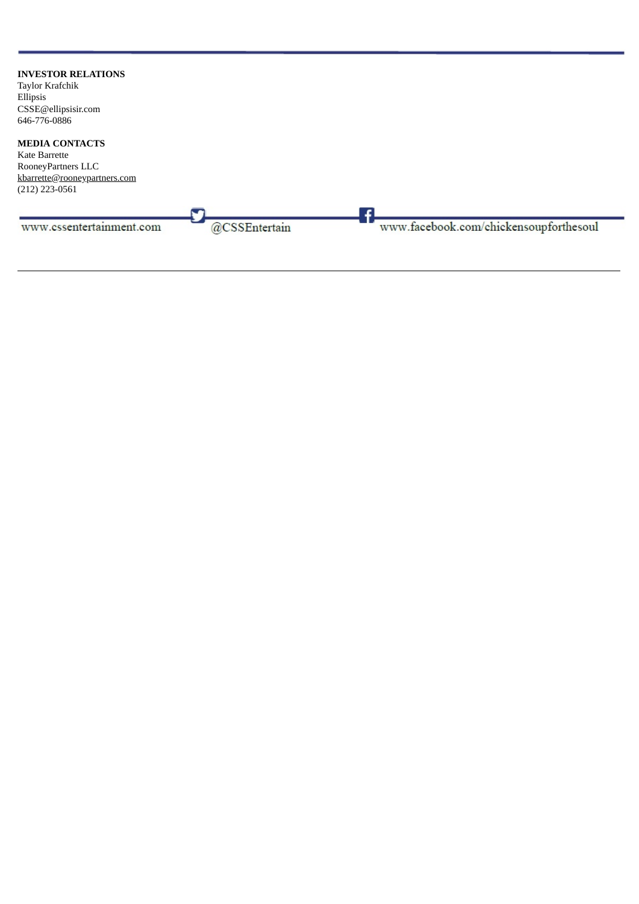**INVESTOR RELATIONS**
Taylor Krafchik
Ellipsis
CSSE@ellipsisir.com
646-776-0886

**MEDIA CONTACTS**
Kate Barrette
RooneyPartners LLC
kbarrette@rooneypartners.com
(212) 223-0561

www.cssentertainment.com @CSSEntertain www.facebook.com/chickensoupforthesoul